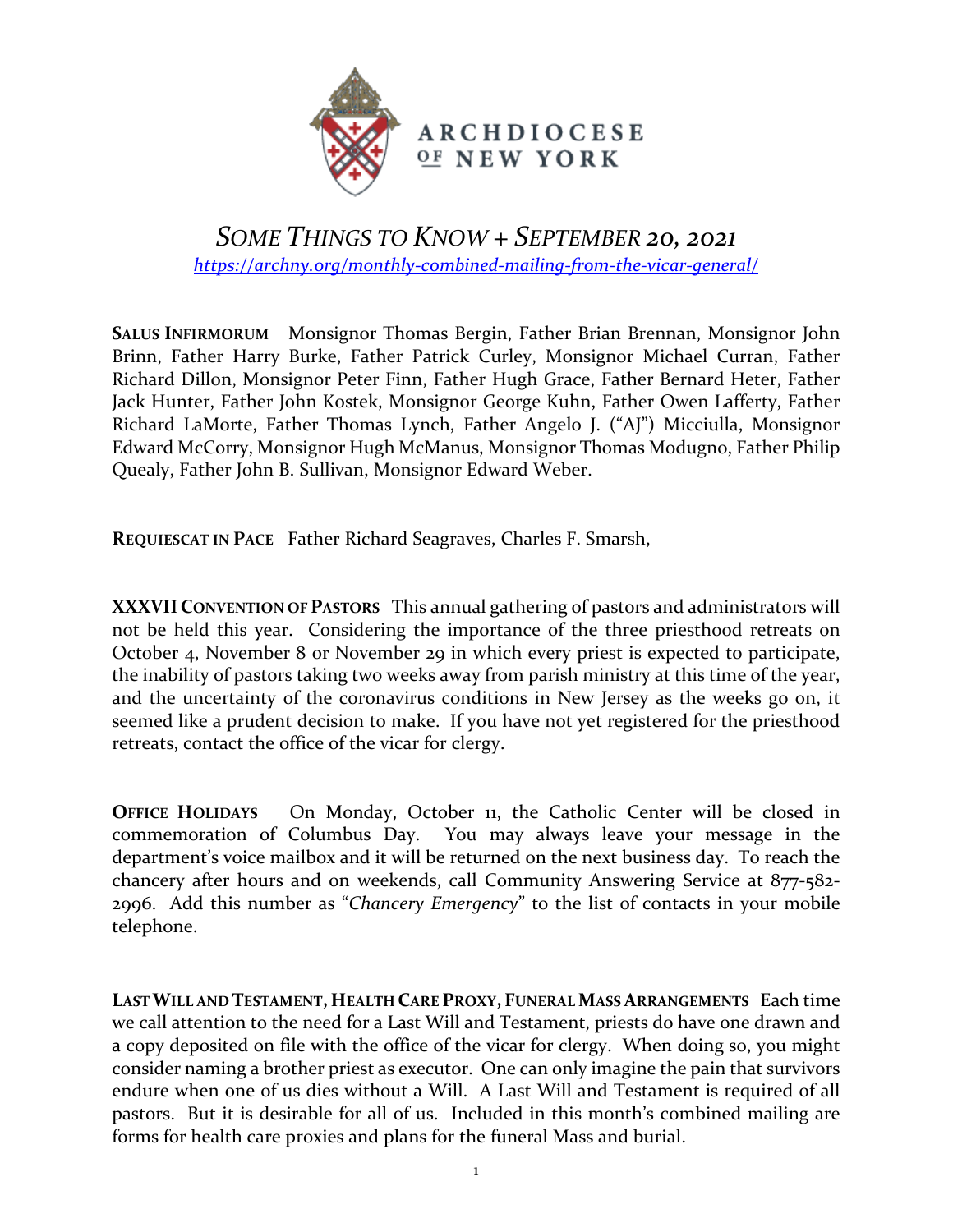ARCHDIOCESE OF NEW YORK

# *SOME THINGS TO KNOW + SEPTEMBER 20, 2021*

*https://archny.org/monthly-combined-mailing-from-the-vicar-general/*

**SALUS INFIRMORUM** Monsignor Thomas Bergin, Father Brian Brennan, Monsignor John Brinn, Father Harry Burke, Father Patrick Curley, Monsignor Michael Curran, Father Richard Dillon, Monsignor Peter Finn, Father Hugh Grace, Father Bernard Heter, Father Jack Hunter, Father John Kostek, Monsignor George Kuhn, Father Owen Lafferty, Father Richard LaMorte, Father Thomas Lynch, Father Angelo J. ("AJ") Micciulla, Monsignor Edward McCorry, Monsignor Hugh McManus, Monsignor Thomas Modugno, Father Philip Quealy, Father John B. Sullivan, Monsignor Edward Weber.

**REQUIESCAT IN PACE** Father Richard Seagraves, Charles F. Smarsh,

**XXXVII CONVENTION OF PASTORS** This annual gathering of pastors and administrators will not be held this year. Considering the importance of the three priesthood retreats on October 4, November 8 or November 29 in which every priest is expected to participate, the inability of pastors taking two weeks away from parish ministry at this time of the year, and the uncertainty of the coronavirus conditions in New Jersey as the weeks go on, it seemed like a prudent decision to make. If you have not yet registered for the priesthood retreats, contact the office of the vicar for clergy.

**OFFICE HOLIDAYS** On Monday, October 11, the Catholic Center will be closed in commemoration of Columbus Day. You may always leave your message in the department's voice mailbox and it will be returned on the next business day. To reach the chancery after hours and on weekends, call Community Answering Service at 877-582-2996. Add this number as "*Chancery Emergency*" to the list of contacts in your mobile telephone.

**LAST WILL AND TESTAMENT, HEALTH CARE PROXY, FUNERAL MASS ARRANGEMENTS** Each time we call attention to the need for a Last Will and Testament, priests do have one drawn and a copy deposited on file with the office of the vicar for clergy. When doing so, you might consider naming a brother priest as executor. One can only imagine the pain that survivors endure when one of us dies without a Will. A Last Will and Testament is required of all pastors. But it is desirable for all of us. Included in this month's combined mailing are forms for health care proxies and plans for the funeral Mass and burial.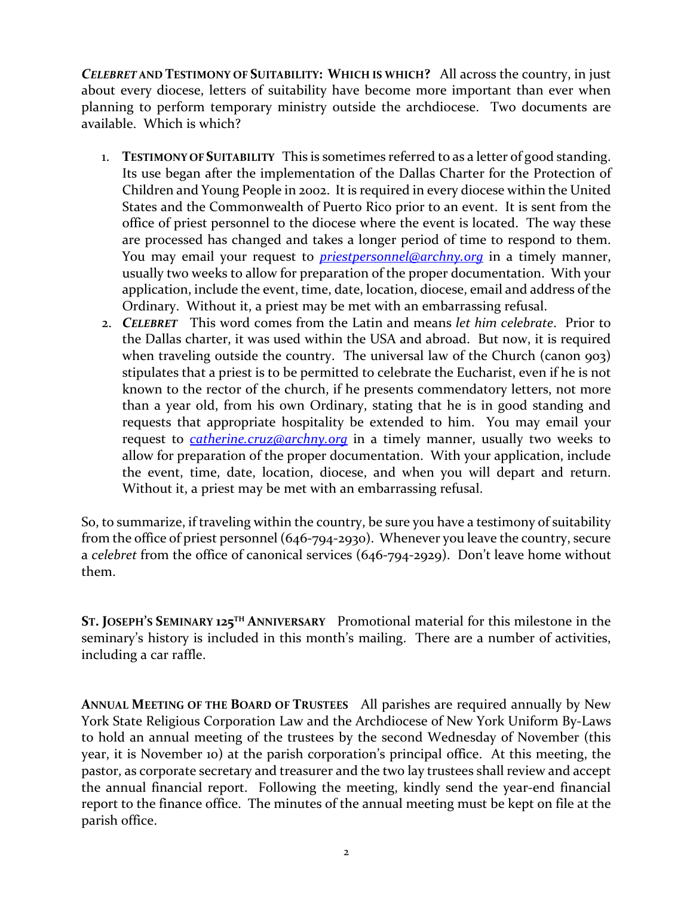**CELEBRET AND TESTIMONY OF SUITABILITY: WHICH IS WHICH?** All across the country, in just about every diocese, letters of suitability have become more important than ever when planning to perform temporary ministry outside the archdiocese. Two documents are available. Which is which?

1. **TESTIMONY OF SUITABILITY** This is sometimes referred to as a letter of good standing. Its use began after the implementation of the Dallas Charter for the Protection of Children and Young People in 2002. It is required in every diocese within the United States and the Commonwealth of Puerto Rico prior to an event. It is sent from the office of priest personnel to the diocese where the event is located. The way these are processed has changed and takes a longer period of time to respond to them. You may email your request to *priestpersonnel@archny.org* in a timely manner, usually two weeks to allow for preparation of the proper documentation. With your application, include the event, time, date, location, diocese, email and address of the Ordinary. Without it, a priest may be met with an embarrassing refusal.
2. ***CELEBRET*** This word comes from the Latin and means *let him celebrate*. Prior to the Dallas charter, it was used within the USA and abroad. But now, it is required when traveling outside the country. The universal law of the Church (canon 903) stipulates that a priest is to be permitted to celebrate the Eucharist, even if he is not known to the rector of the church, if he presents commendatory letters, not more than a year old, from his own Ordinary, stating that he is in good standing and requests that appropriate hospitality be extended to him. You may email your request to *catherine.cruz@archny.org* in a timely manner, usually two weeks to allow for preparation of the proper documentation. With your application, include the event, time, date, location, diocese, and when you will depart and return. Without it, a priest may be met with an embarrassing refusal.

So, to summarize, if traveling within the country, be sure you have a testimony of suitability from the office of priest personnel (646-794-2930). Whenever you leave the country, secure a *celebret* from the office of canonical services (646-794-2929). Don't leave home without them.

**ST. JOSEPH'S SEMINARY 125TH ANNIVERSARY** Promotional material for this milestone in the seminary's history is included in this month's mailing. There are a number of activities, including a car raffle.

**ANNUAL MEETING OF THE BOARD OF TRUSTEES** All parishes are required annually by New York State Religious Corporation Law and the Archdiocese of New York Uniform By-Laws to hold an annual meeting of the trustees by the second Wednesday of November (this year, it is November 10) at the parish corporation's principal office. At this meeting, the pastor, as corporate secretary and treasurer and the two lay trustees shall review and accept the annual financial report. Following the meeting, kindly send the year-end financial report to the finance office. The minutes of the annual meeting must be kept on file at the parish office.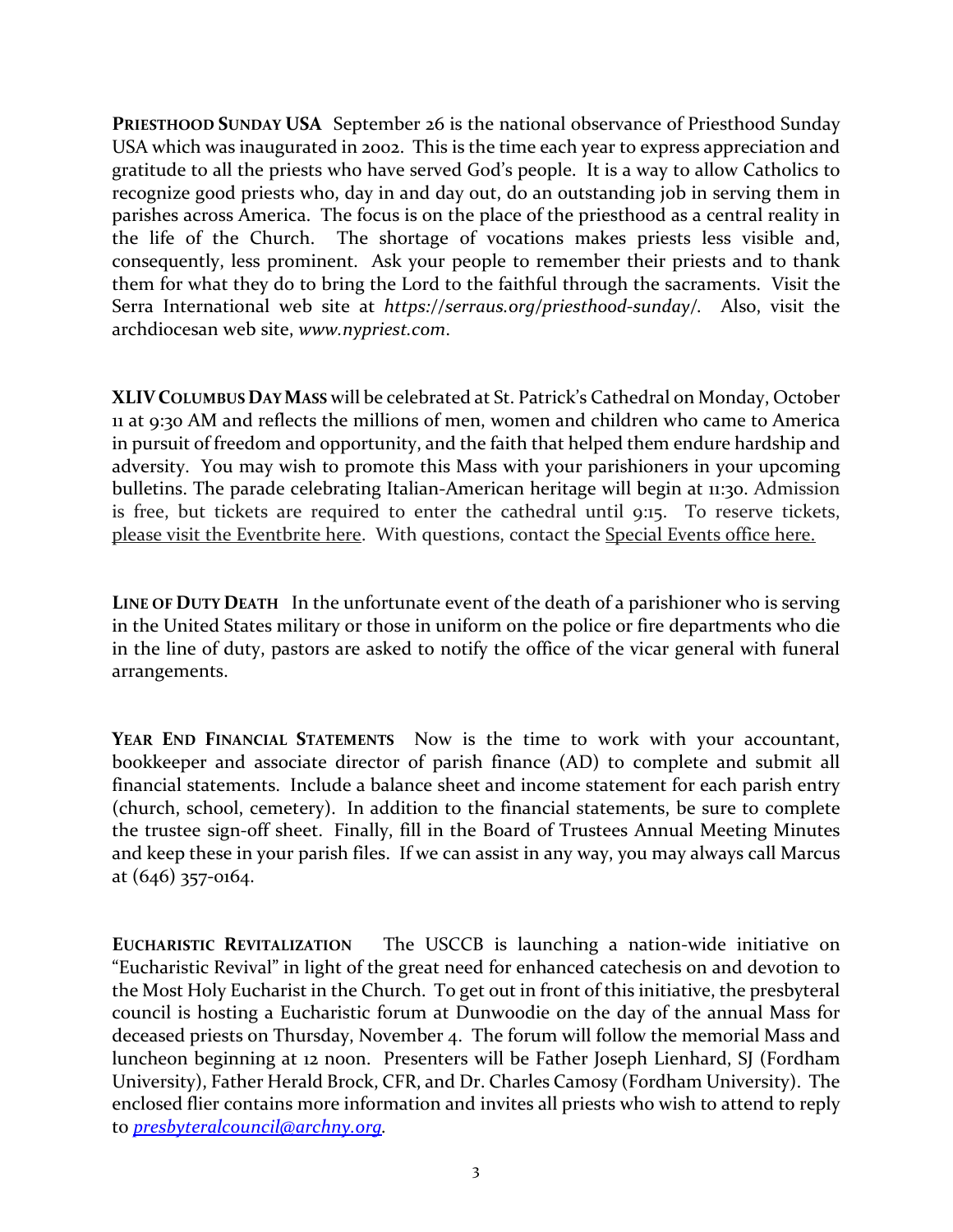**Priesthood Sunday USA** September 26 is the national observance of Priesthood Sunday USA which was inaugurated in 2002. This is the time each year to express appreciation and gratitude to all the priests who have served God's people. It is a way to allow Catholics to recognize good priests who, day in and day out, do an outstanding job in serving them in parishes across America. The focus is on the place of the priesthood as a central reality in the life of the Church. The shortage of vocations makes priests less visible and, consequently, less prominent. Ask your people to remember their priests and to thank them for what they do to bring the Lord to the faithful through the sacraments. Visit the Serra International web site at *https://serraus.org/priesthood-sunday/*. Also, visit the archdiocesan web site, *www.nypriest.com*.

**XLIV Columbus Day Mass** will be celebrated at St. Patrick's Cathedral on Monday, October 11 at 9:30 AM and reflects the millions of men, women and children who came to America in pursuit of freedom and opportunity, and the faith that helped them endure hardship and adversity. You may wish to promote this Mass with your parishioners in your upcoming bulletins. The parade celebrating Italian-American heritage will begin at 11:30. Admission is free, but tickets are required to enter the cathedral until 9:15. To reserve tickets, please visit the Eventbrite here. With questions, contact the Special Events office here.

**Line of Duty Death** In the unfortunate event of the death of a parishioner who is serving in the United States military or those in uniform on the police or fire departments who die in the line of duty, pastors are asked to notify the office of the vicar general with funeral arrangements.

**Year End Financial Statements** Now is the time to work with your accountant, bookkeeper and associate director of parish finance (AD) to complete and submit all financial statements. Include a balance sheet and income statement for each parish entry (church, school, cemetery). In addition to the financial statements, be sure to complete the trustee sign-off sheet. Finally, fill in the Board of Trustees Annual Meeting Minutes and keep these in your parish files. If we can assist in any way, you may always call Marcus at (646) 357-0164.

**Eucharistic Revitalization** The USCCB is launching a nation-wide initiative on "Eucharistic Revival" in light of the great need for enhanced catechesis on and devotion to the Most Holy Eucharist in the Church. To get out in front of this initiative, the presbyteral council is hosting a Eucharistic forum at Dunwoodie on the day of the annual Mass for deceased priests on Thursday, November 4. The forum will follow the memorial Mass and luncheon beginning at 12 noon. Presenters will be Father Joseph Lienhard, SJ (Fordham University), Father Herald Brock, CFR, and Dr. Charles Camosy (Fordham University). The enclosed flier contains more information and invites all priests who wish to attend to reply to *presbyteralcouncil@archny.org*.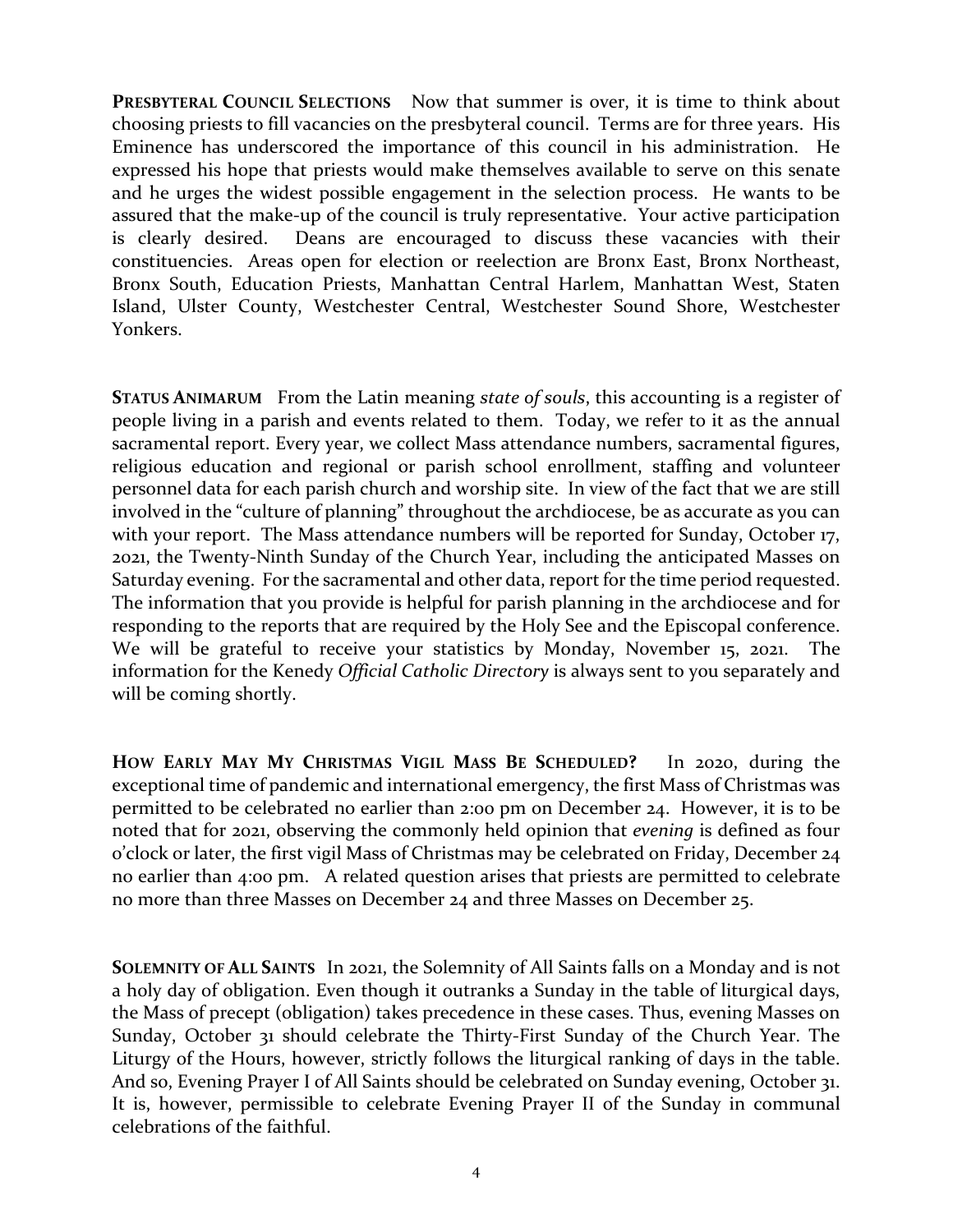**PRESBYTERAL COUNCIL SELECTIONS** Now that summer is over, it is time to think about choosing priests to fill vacancies on the presbyteral council. Terms are for three years. His Eminence has underscored the importance of this council in his administration. He expressed his hope that priests would make themselves available to serve on this senate and he urges the widest possible engagement in the selection process. He wants to be assured that the make-up of the council is truly representative. Your active participation is clearly desired. Deans are encouraged to discuss these vacancies with their constituencies. Areas open for election or reelection are Bronx East, Bronx Northeast, Bronx South, Education Priests, Manhattan Central Harlem, Manhattan West, Staten Island, Ulster County, Westchester Central, Westchester Sound Shore, Westchester Yonkers.

**STATUS ANIMARUM** From the Latin meaning *state of souls*, this accounting is a register of people living in a parish and events related to them. Today, we refer to it as the annual sacramental report. Every year, we collect Mass attendance numbers, sacramental figures, religious education and regional or parish school enrollment, staffing and volunteer personnel data for each parish church and worship site. In view of the fact that we are still involved in the "culture of planning" throughout the archdiocese, be as accurate as you can with your report. The Mass attendance numbers will be reported for Sunday, October 17, 2021, the Twenty-Ninth Sunday of the Church Year, including the anticipated Masses on Saturday evening. For the sacramental and other data, report for the time period requested. The information that you provide is helpful for parish planning in the archdiocese and for responding to the reports that are required by the Holy See and the Episcopal conference. We will be grateful to receive your statistics by Monday, November 15, 2021. The information for the Kenedy *Official Catholic Directory* is always sent to you separately and will be coming shortly.

**HOW EARLY MAY MY CHRISTMAS VIGIL MASS BE SCHEDULED?** In 2020, during the exceptional time of pandemic and international emergency, the first Mass of Christmas was permitted to be celebrated no earlier than 2:00 pm on December 24. However, it is to be noted that for 2021, observing the commonly held opinion that *evening* is defined as four o'clock or later, the first vigil Mass of Christmas may be celebrated on Friday, December 24 no earlier than 4:00 pm. A related question arises that priests are permitted to celebrate no more than three Masses on December 24 and three Masses on December 25.

**SOLEMNITY OF ALL SAINTS** In 2021, the Solemnity of All Saints falls on a Monday and is not a holy day of obligation. Even though it outranks a Sunday in the table of liturgical days, the Mass of precept (obligation) takes precedence in these cases. Thus, evening Masses on Sunday, October 31 should celebrate the Thirty-First Sunday of the Church Year. The Liturgy of the Hours, however, strictly follows the liturgical ranking of days in the table. And so, Evening Prayer I of All Saints should be celebrated on Sunday evening, October 31. It is, however, permissible to celebrate Evening Prayer II of the Sunday in communal celebrations of the faithful.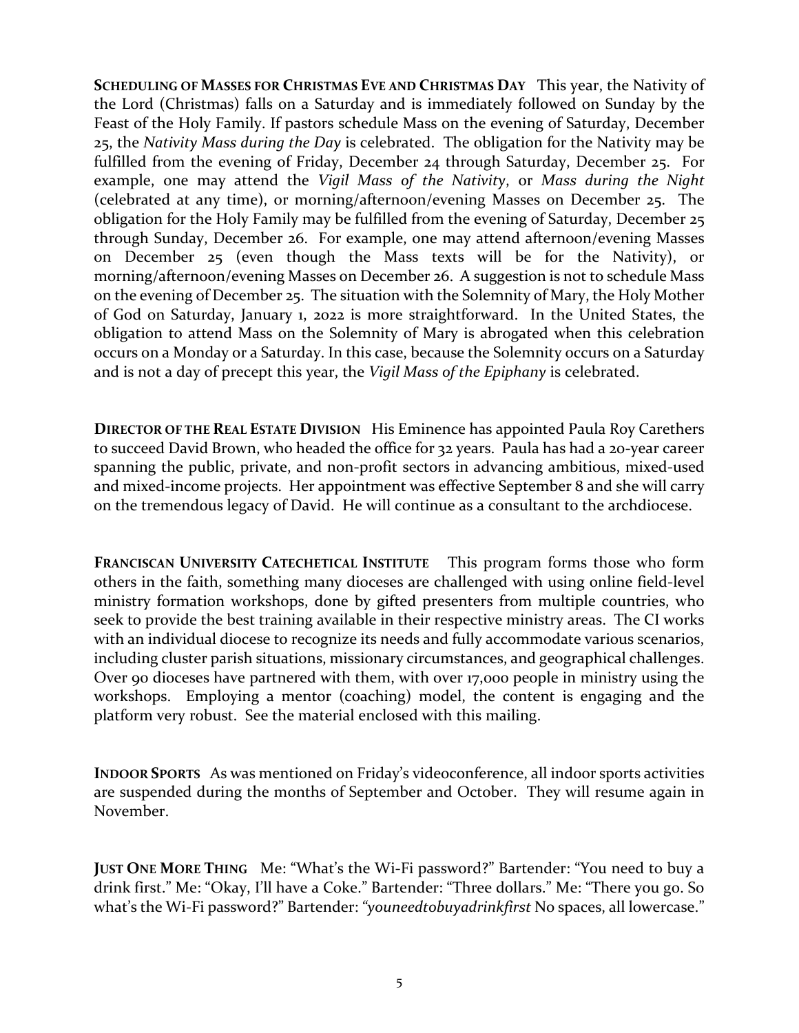**SCHEDULING OF MASSES FOR CHRISTMAS EVE AND CHRISTMAS DAY** This year, the Nativity of the Lord (Christmas) falls on a Saturday and is immediately followed on Sunday by the Feast of the Holy Family. If pastors schedule Mass on the evening of Saturday, December 25, the *Nativity Mass during the Day* is celebrated. The obligation for the Nativity may be fulfilled from the evening of Friday, December 24 through Saturday, December 25. For example, one may attend the *Vigil Mass of the Nativity*, or *Mass during the Night* (celebrated at any time), or morning/afternoon/evening Masses on December 25. The obligation for the Holy Family may be fulfilled from the evening of Saturday, December 25 through Sunday, December 26. For example, one may attend afternoon/evening Masses on December 25 (even though the Mass texts will be for the Nativity), or morning/afternoon/evening Masses on December 26. A suggestion is not to schedule Mass on the evening of December 25. The situation with the Solemnity of Mary, the Holy Mother of God on Saturday, January 1, 2022 is more straightforward. In the United States, the obligation to attend Mass on the Solemnity of Mary is abrogated when this celebration occurs on a Monday or a Saturday. In this case, because the Solemnity occurs on a Saturday and is not a day of precept this year, the *Vigil Mass of the Epiphany* is celebrated.

**DIRECTOR OF THE REAL ESTATE DIVISION** His Eminence has appointed Paula Roy Carethers to succeed David Brown, who headed the office for 32 years. Paula has had a 20-year career spanning the public, private, and non-profit sectors in advancing ambitious, mixed-used and mixed-income projects. Her appointment was effective September 8 and she will carry on the tremendous legacy of David. He will continue as a consultant to the archdiocese.

**FRANCISCAN UNIVERSITY CATECHETICAL INSTITUTE** This program forms those who form others in the faith, something many dioceses are challenged with using online field-level ministry formation workshops, done by gifted presenters from multiple countries, who seek to provide the best training available in their respective ministry areas. The CI works with an individual diocese to recognize its needs and fully accommodate various scenarios, including cluster parish situations, missionary circumstances, and geographical challenges. Over 90 dioceses have partnered with them, with over 17,000 people in ministry using the workshops. Employing a mentor (coaching) model, the content is engaging and the platform very robust. See the material enclosed with this mailing.

**INDOOR SPORTS** As was mentioned on Friday's videoconference, all indoor sports activities are suspended during the months of September and October. They will resume again in November.

**JUST ONE MORE THING** Me: "What's the Wi-Fi password?" Bartender: "You need to buy a drink first." Me: "Okay, I'll have a Coke." Bartender: "Three dollars." Me: "There you go. So what's the Wi-Fi password?" Bartender: "*youneedtobuyadrinkfirst* No spaces, all lowercase."